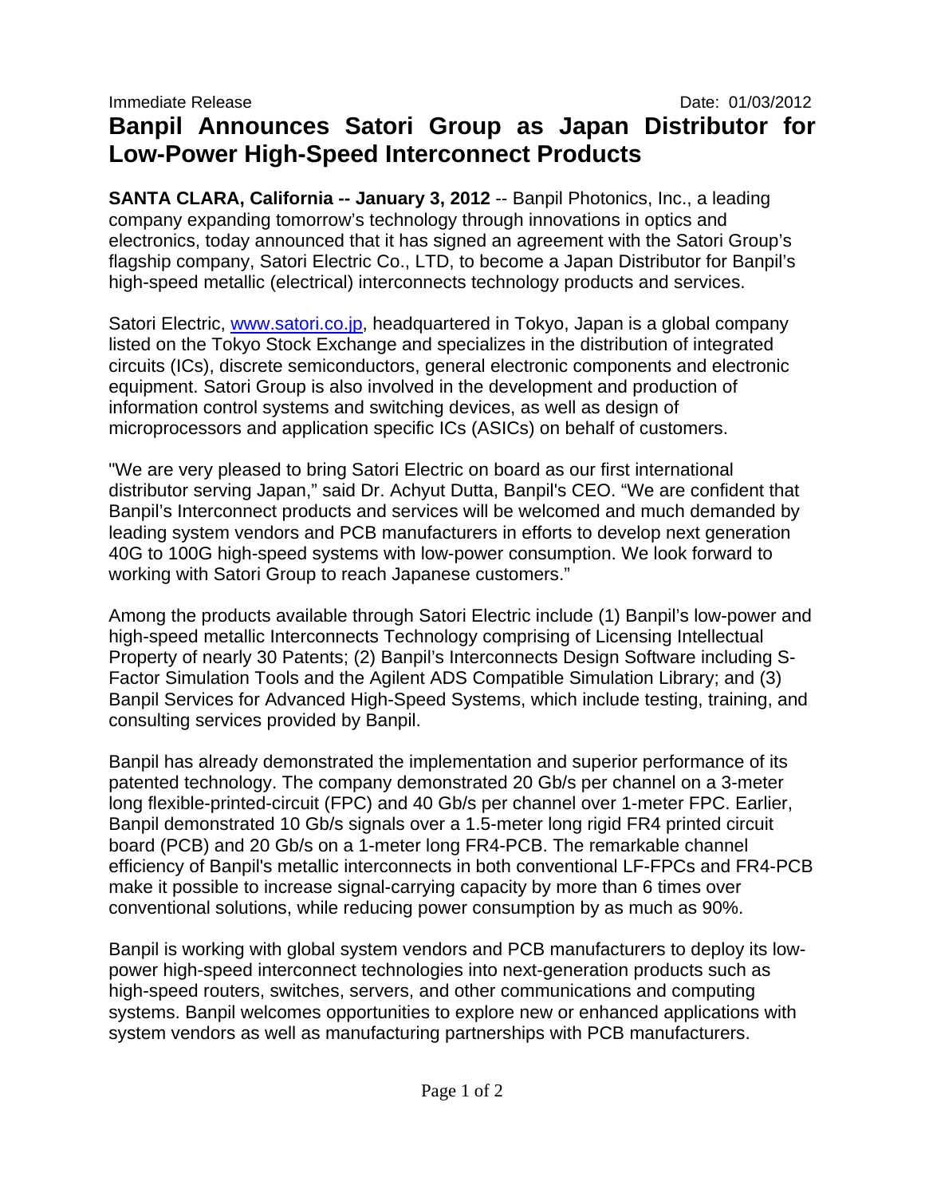Immediate Release Date: 01/03/2012

# Banpil Announces Satori Group as Japan Distributor for Low-Power High-Speed Interconnect Products

**SANTA CLARA, California -- January 3, 2012** -- Banpil Photonics, Inc., a leading company expanding tomorrow's technology through innovations in optics and electronics, today announced that it has signed an agreement with the Satori Group's flagship company, Satori Electric Co., LTD, to become a Japan Distributor for Banpil's high-speed metallic (electrical) interconnects technology products and services.

Satori Electric, [www.satori.co.jp](http://www.satori.co.jp), headquartered in Tokyo, Japan is a global company listed on the Tokyo Stock Exchange and specializes in the distribution of integrated circuits (ICs), discrete semiconductors, general electronic components and electronic equipment. Satori Group is also involved in the development and production of information control systems and switching devices, as well as design of microprocessors and application specific ICs (ASICs) on behalf of customers.

"We are very pleased to bring Satori Electric on board as our first international distributor serving Japan," said Dr. Achyut Dutta, Banpil's CEO. "We are confident that Banpil's Interconnect products and services will be welcomed and much demanded by leading system vendors and PCB manufacturers in efforts to develop next generation 40G to 100G high-speed systems with low-power consumption. We look forward to working with Satori Group to reach Japanese customers."

Among the products available through Satori Electric include (1) Banpil's low-power and high-speed metallic Interconnects Technology comprising of Licensing Intellectual Property of nearly 30 Patents; (2) Banpil's Interconnects Design Software including S-Factor Simulation Tools and the Agilent ADS Compatible Simulation Library; and (3) Banpil Services for Advanced High-Speed Systems, which include testing, training, and consulting services provided by Banpil.

Banpil has already demonstrated the implementation and superior performance of its patented technology. The company demonstrated 20 Gb/s per channel on a 3-meter long flexible-printed-circuit (FPC) and 40 Gb/s per channel over 1-meter FPC. Earlier, Banpil demonstrated 10 Gb/s signals over a 1.5-meter long rigid FR4 printed circuit board (PCB) and 20 Gb/s on a 1-meter long FR4-PCB. The remarkable channel efficiency of Banpil's metallic interconnects in both conventional LF-FPCs and FR4-PCB make it possible to increase signal-carrying capacity by more than 6 times over conventional solutions, while reducing power consumption by as much as 90%.

Banpil is working with global system vendors and PCB manufacturers to deploy its low-power high-speed interconnect technologies into next-generation products such as high-speed routers, switches, servers, and other communications and computing systems. Banpil welcomes opportunities to explore new or enhanced applications with system vendors as well as manufacturing partnerships with PCB manufacturers.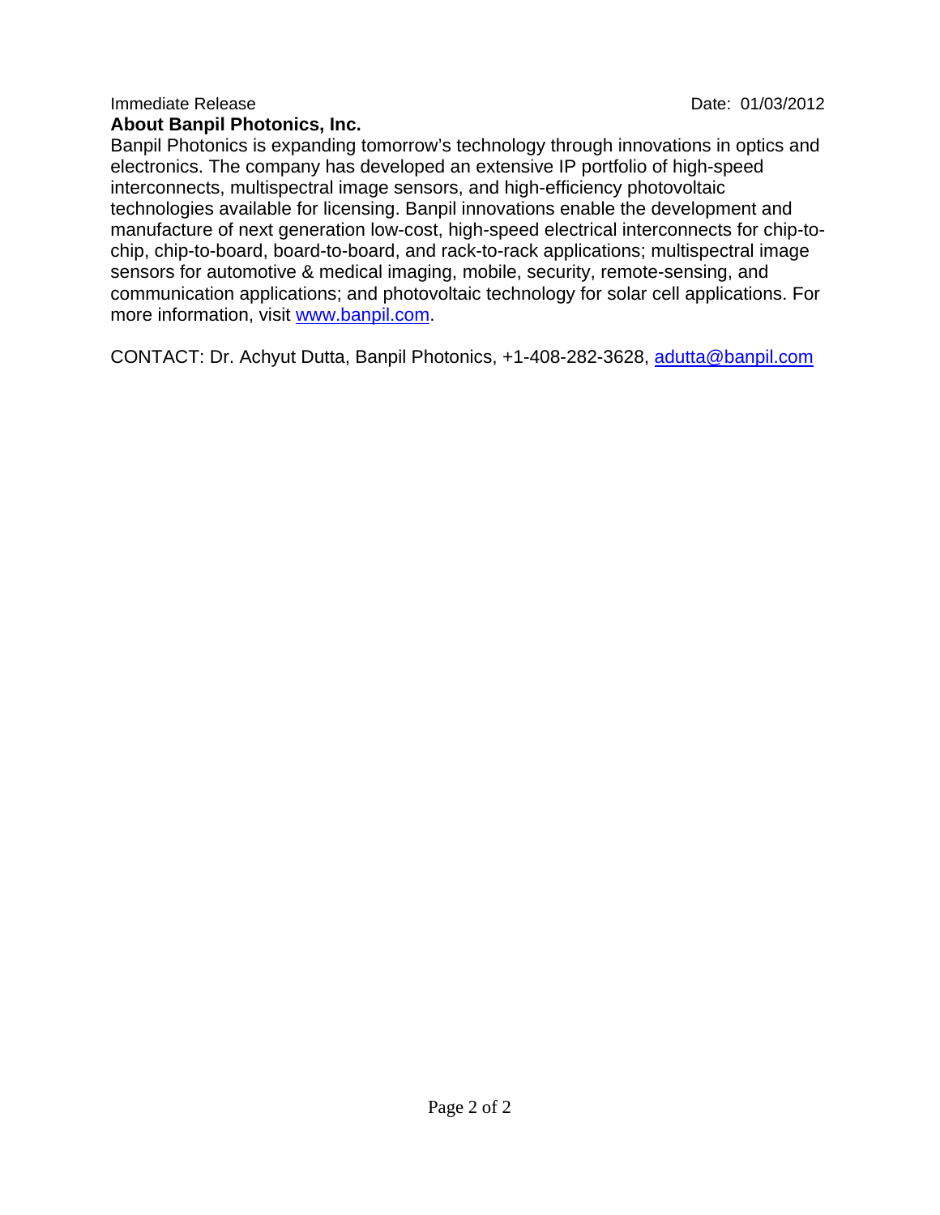Immediate Release Date: 01/03/2012

**About Banpil Photonics, Inc.**

Banpil Photonics is expanding tomorrow's technology through innovations in optics and electronics. The company has developed an extensive IP portfolio of high-speed interconnects, multispectral image sensors, and high-efficiency photovoltaic technologies available for licensing. Banpil innovations enable the development and manufacture of next generation low-cost, high-speed electrical interconnects for chip-to-chip, chip-to-board, board-to-board, and rack-to-rack applications; multispectral image sensors for automotive & medical imaging, mobile, security, remote-sensing, and communication applications; and photovoltaic technology for solar cell applications. For more information, visit [www.banpil.com](http://www.banpil.com).

CONTACT: Dr. Achyut Dutta, Banpil Photonics, +1-408-282-3628, [adutta@banpil.com](mailto:adutta@banpil.com)